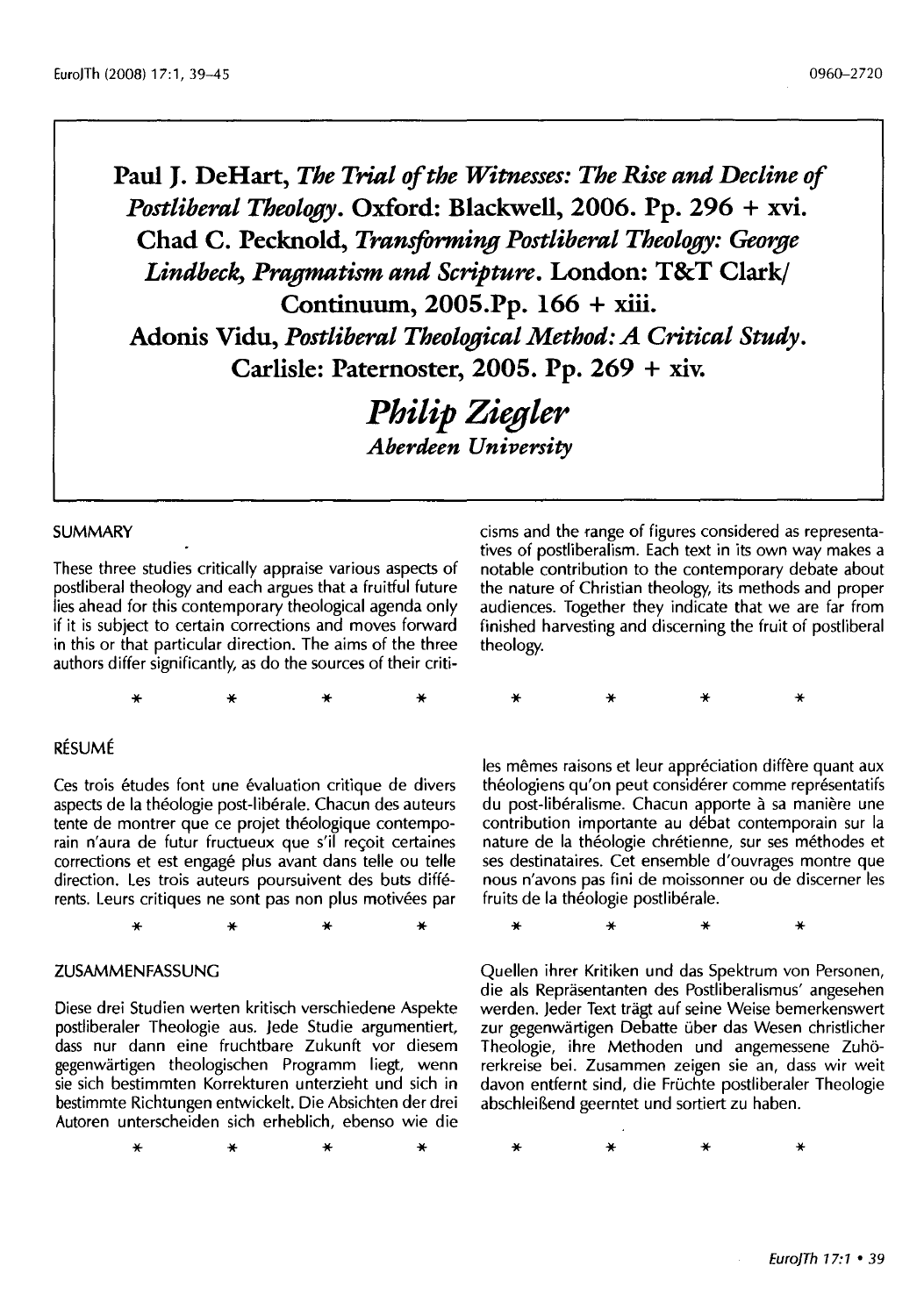**Paul J. DeHart, *The Trial of the Witnesses: The Rise and Decline of Postliberal Theology*. Oxford: Blackwell, 2006. Pp. 296 + xvi.**
**Chad C. Pecknold, *Transforming Postliberal Theology: George Lindbeck, Pragmatism and Scripture*. London: T&T Clark/ Continuum, 2005.Pp. 166 + xiii.**
**Adonis Vidu, *Postliberal Theological Method: A Critical Study*. Carlisle: Paternoster, 2005. Pp. 269 + xiv.**

***Philip Ziegler***
***Aberdeen University***

## SUMMARY

These three studies critically appraise various aspects of postliberal theology and each argues that a fruitful future lies ahead for this contemporary theological agenda only if it is subject to certain corrections and moves forward in this or that particular direction. The aims of the three authors differ significantly, as do the sources of their criticisms and the range of figures considered as representatives of postliberalism. Each text in its own way makes a notable contribution to the contemporary debate about the nature of Christian theology, its methods and proper audiences. Together they indicate that we are far from finished harvesting and discerning the fruit of postliberal theology.

\* \* \* \* \* \* \* \*

## RÉSUMÉ

Ces trois études font une évaluation critique de divers aspects de la théologie post-libérale. Chacun des auteurs tente de montrer que ce projet théologique contemporain n'aura de futur fructueux que s'il reçoit certaines corrections et est engagé plus avant dans telle ou telle direction. Les trois auteurs poursuivent des buts différents. Leurs critiques ne sont pas non plus motivées par les mêmes raisons et leur appréciation diffère quant aux théologiens qu'on peut considérer comme représentatifs du post-libéralisme. Chacun apporte à sa manière une contribution importante au débat contemporain sur la nature de la théologie chrétienne, sur ses méthodes et ses destinataires. Cet ensemble d'ouvrages montre que nous n'avons pas fini de moissonner ou de discerner les fruits de la théologie postlibérale.

\* \* \* \* \* \* \* \*

## ZUSAMMENFASSUNG

Diese drei Studien werten kritisch verschiedene Aspekte postliberaler Theologie aus. Jede Studie argumentiert, dass nur dann eine fruchtbare Zukunft vor diesem gegenwärtigen theologischen Programm liegt, wenn sie sich bestimmten Korrekturen unterzieht und sich in bestimmte Richtungen entwickelt. Die Absichten der drei Autoren unterscheiden sich erheblich, ebenso wie die Quellen ihrer Kritiken und das Spektrum von Personen, die als Repräsentanten des Postliberalismus' angesehen werden. Jeder Text trägt auf seine Weise bemerkenswert zur gegenwärtigen Debatte über das Wesen christlicher Theologie, ihre Methoden und angemessene Zuhörerkreise bei. Zusammen zeigen sie an, dass wir weit davon entfernt sind, die Früchte postliberaler Theologie abschließend geerntet und sortiert zu haben.

\* \* \* \* \* \* \* \*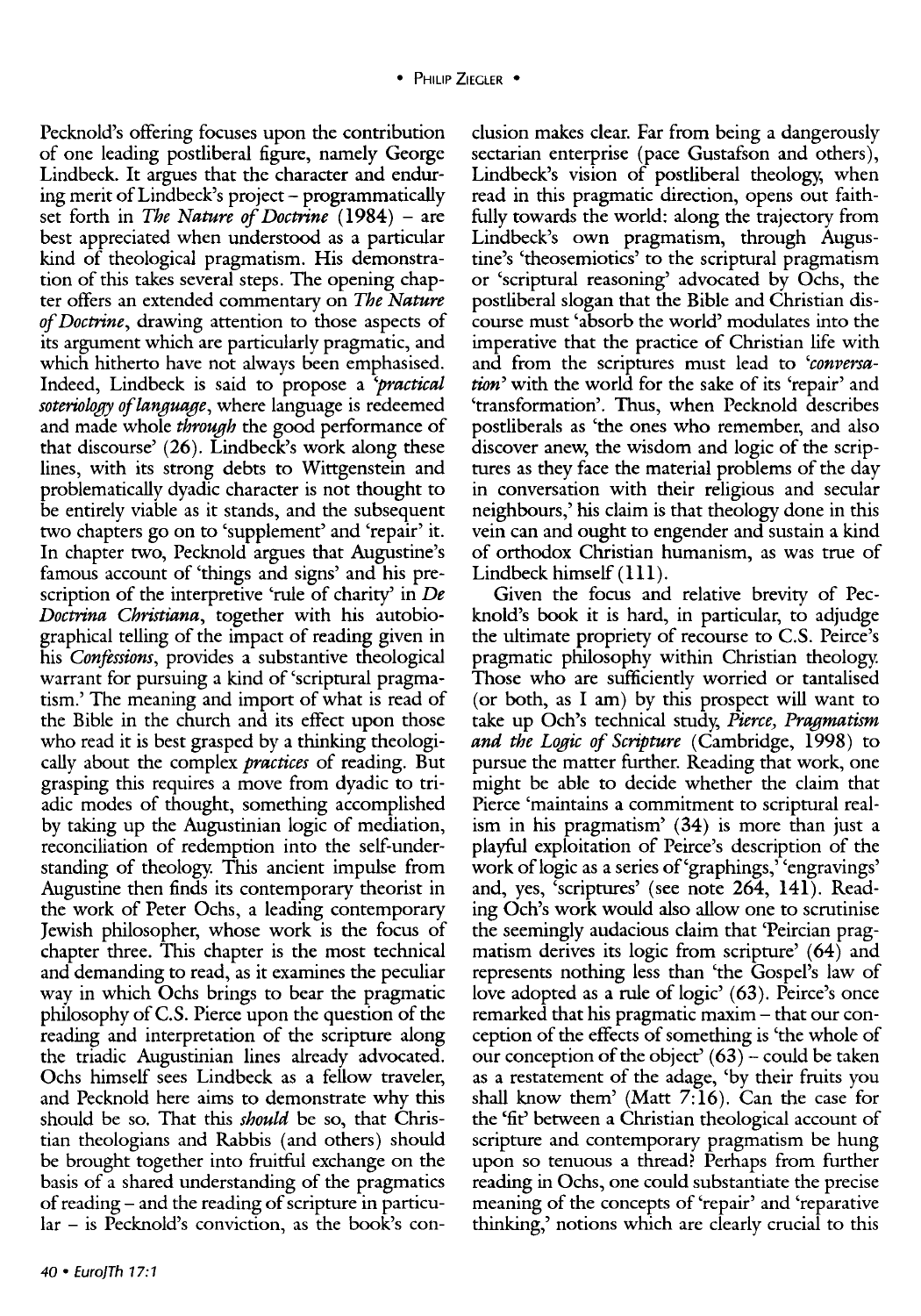Pecknold's offering focuses upon the contribution of one leading postliberal figure, namely George Lindbeck. It argues that the character and enduring merit of Lindbeck's project – programmatically set forth in *The Nature of Doctrine* (1984) – are best appreciated when understood as a particular kind of theological pragmatism. His demonstration of this takes several steps. The opening chapter offers an extended commentary on *The Nature of Doctrine*, drawing attention to those aspects of its argument which are particularly pragmatic, and which hitherto have not always been emphasised. Indeed, Lindbeck is said to propose a *'practical soteriology of language*, where language is redeemed and made whole *through* the good performance of that discourse' (26). Lindbeck's work along these lines, with its strong debts to Wittgenstein and problematically dyadic character is not thought to be entirely viable as it stands, and the subsequent two chapters go on to 'supplement' and 'repair' it. In chapter two, Pecknold argues that Augustine's famous account of 'things and signs' and his prescription of the interpretive 'rule of charity' in *De Doctrina Christiana*, together with his autobiographical telling of the impact of reading given in his *Confessions*, provides a substantive theological warrant for pursuing a kind of 'scriptural pragmatism.' The meaning and import of what is read of the Bible in the church and its effect upon those who read it is best grasped by a thinking theologically about the complex *practices* of reading. But grasping this requires a move from dyadic to triadic modes of thought, something accomplished by taking up the Augustinian logic of mediation, reconciliation of redemption into the self-understanding of theology. This ancient impulse from Augustine then finds its contemporary theorist in the work of Peter Ochs, a leading contemporary Jewish philosopher, whose work is the focus of chapter three. This chapter is the most technical and demanding to read, as it examines the peculiar way in which Ochs brings to bear the pragmatic philosophy of C.S. Pierce upon the question of the reading and interpretation of the scripture along the triadic Augustinian lines already advocated. Ochs himself sees Lindbeck as a fellow traveler, and Pecknold here aims to demonstrate why this should be so. That this *should* be so, that Christian theologians and Rabbis (and others) should be brought together into fruitful exchange on the basis of a shared understanding of the pragmatics of reading – and the reading of scripture in particular – is Pecknold's conviction, as the book's conclusion makes clear. Far from being a dangerously sectarian enterprise (pace Gustafson and others), Lindbeck's vision of postliberal theology, when read in this pragmatic direction, opens out faithfully towards the world: along the trajectory from Lindbeck's own pragmatism, through Augustine's 'theosemiotics' to the scriptural pragmatism or 'scriptural reasoning' advocated by Ochs, the postliberal slogan that the Bible and Christian discourse must 'absorb the world' modulates into the imperative that the practice of Christian life with and from the scriptures must lead to *'conversation'* with the world for the sake of its 'repair' and 'transformation'. Thus, when Pecknold describes postliberals as 'the ones who remember, and also discover anew, the wisdom and logic of the scriptures as they face the material problems of the day in conversation with their religious and secular neighbours,' his claim is that theology done in this vein can and ought to engender and sustain a kind of orthodox Christian humanism, as was true of Lindbeck himself (111).

Given the focus and relative brevity of Pecknold's book it is hard, in particular, to adjudge the ultimate propriety of recourse to C.S. Peirce's pragmatic philosophy within Christian theology. Those who are sufficiently worried or tantalised (or both, as I am) by this prospect will want to take up Och's technical study, *Pierce, Pragmatism and the Logic of Scripture* (Cambridge, 1998) to pursue the matter further. Reading that work, one might be able to decide whether the claim that Pierce 'maintains a commitment to scriptural realism in his pragmatism' (34) is more than just a playful exploitation of Peirce's description of the work of logic as a series of 'graphings,' 'engravings' and, yes, 'scriptures' (see note 264, 141). Reading Och's work would also allow one to scrutinise the seemingly audacious claim that 'Peircian pragmatism derives its logic from scripture' (64) and represents nothing less than 'the Gospel's law of love adopted as a rule of logic' (63). Peirce's once remarked that his pragmatic maxim – that our conception of the effects of something is 'the whole of our conception of the object' (63) – could be taken as a restatement of the adage, 'by their fruits you shall know them' (Matt 7:16). Can the case for the 'fit' between a Christian theological account of scripture and contemporary pragmatism be hung upon so tenuous a thread? Perhaps from further reading in Ochs, one could substantiate the precise meaning of the concepts of 'repair' and 'reparative thinking,' notions which are clearly crucial to this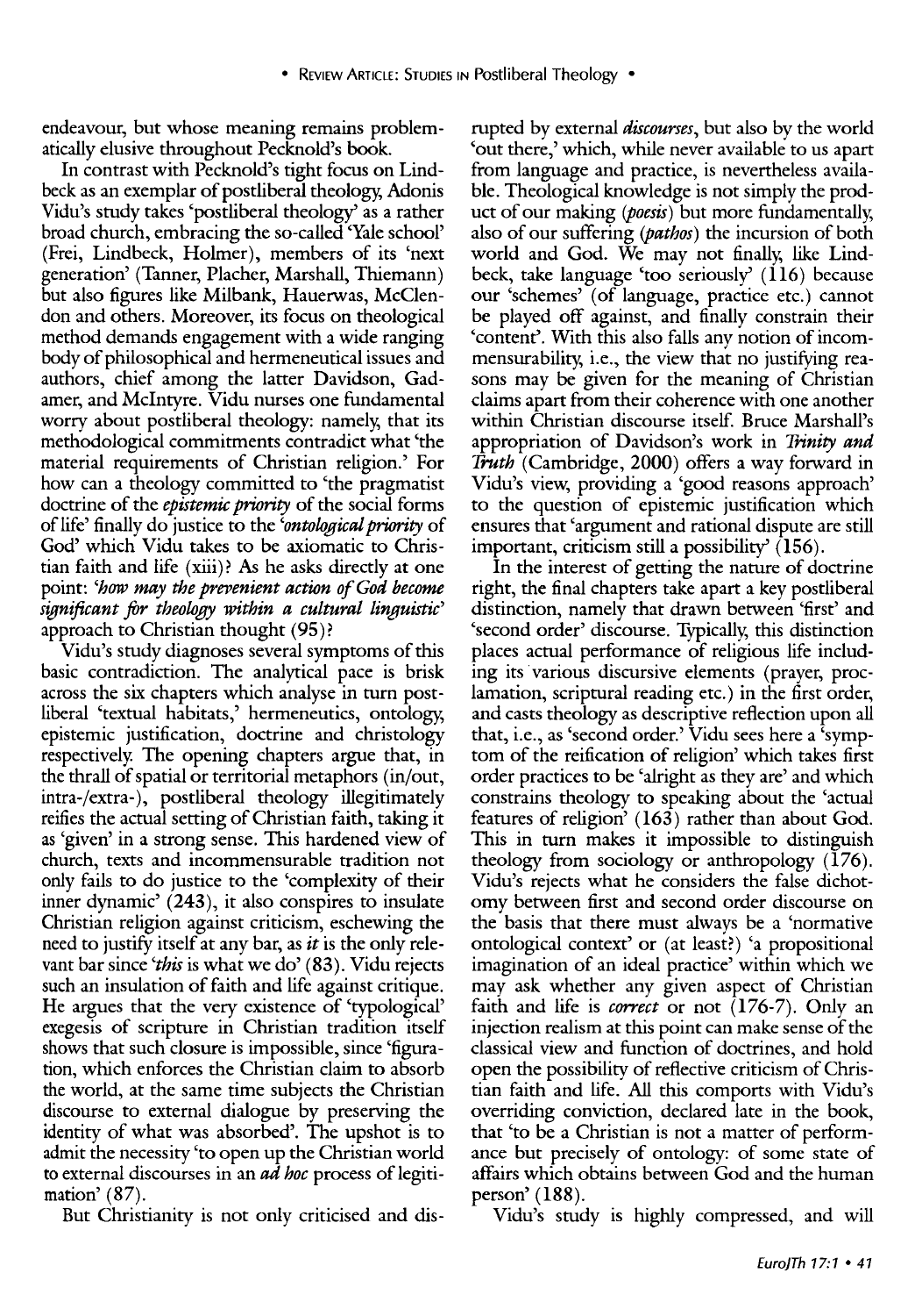endeavour, but whose meaning remains problematically elusive throughout Pecknold's book.

In contrast with Pecknold's tight focus on Lindbeck as an exemplar of postliberal theology, Adonis Vidu's study takes 'postliberal theology' as a rather broad church, embracing the so-called 'Yale school' (Frei, Lindbeck, Holmer), members of its 'next generation' (Tanner, Placher, Marshall, Thiemann) but also figures like Milbank, Hauerwas, McClendon and others. Moreover, its focus on theological method demands engagement with a wide ranging body of philosophical and hermeneutical issues and authors, chief among the latter Davidson, Gadamer, and McIntyre. Vidu nurses one fundamental worry about postliberal theology: namely, that its methodological commitments contradict what 'the material requirements of Christian religion.' For how can a theology committed to 'the pragmatist doctrine of the *epistemic priority* of the social forms of life' finally do justice to the *'ontological priority* of God' which Vidu takes to be axiomatic to Christian faith and life (xiii)? As he asks directly at one point: *'how may the prevenient action of God become significant for theology within a cultural linguistic'* approach to Christian thought (95)?

Vidu's study diagnoses several symptoms of this basic contradiction. The analytical pace is brisk across the six chapters which analyse in turn postliberal 'textual habitats,' hermeneutics, ontology, epistemic justification, doctrine and christology respectively. The opening chapters argue that, in the thrall of spatial or territorial metaphors (in/out, intra-/extra-), postliberal theology illegitimately reifies the actual setting of Christian faith, taking it as 'given' in a strong sense. This hardened view of church, texts and incommensurable tradition not only fails to do justice to the 'complexity of their inner dynamic' (243), it also conspires to insulate Christian religion against criticism, eschewing the need to justify itself at any bar, as *it* is the only relevant bar since *'this* is what we do' (83). Vidu rejects such an insulation of faith and life against critique. He argues that the very existence of 'typological' exegesis of scripture in Christian tradition itself shows that such closure is impossible, since 'figuration, which enforces the Christian claim to absorb the world, at the same time subjects the Christian discourse to external dialogue by preserving the identity of what was absorbed'. The upshot is to admit the necessity 'to open up the Christian world to external discourses in an *ad hoc* process of legitimation' (87).

But Christianity is not only criticised and disrupted by external *discourses*, but also by the world 'out there,' which, while never available to us apart from language and practice, is nevertheless available. Theological knowledge is not simply the product of our making (*poesis*) but more fundamentally, also of our suffering (*pathos*) the incursion of both world and God. We may not finally, like Lindbeck, take language 'too seriously' (116) because our 'schemes' (of language, practice etc.) cannot be played off against, and finally constrain their 'content'. With this also falls any notion of incommensurability, i.e., the view that no justifying reasons may be given for the meaning of Christian claims apart from their coherence with one another within Christian discourse itself. Bruce Marshall's appropriation of Davidson's work in *Trinity and Truth* (Cambridge, 2000) offers a way forward in Vidu's view, providing a 'good reasons approach' to the question of epistemic justification which ensures that 'argument and rational dispute are still important, criticism still a possibility' (156).

In the interest of getting the nature of doctrine right, the final chapters take apart a key postliberal distinction, namely that drawn between 'first' and 'second order' discourse. Typically, this distinction places actual performance of religious life including its various discursive elements (prayer, proclamation, scriptural reading etc.) in the first order, and casts theology as descriptive reflection upon all that, i.e., as 'second order.' Vidu sees here a 'symptom of the reification of religion' which takes first order practices to be 'alright as they are' and which constrains theology to speaking about the 'actual features of religion' (163) rather than about God. This in turn makes it impossible to distinguish theology from sociology or anthropology (176). Vidu's rejects what he considers the false dichotomy between first and second order discourse on the basis that there must always be a 'normative ontological context' or (at least?) 'a propositional imagination of an ideal practice' within which we may ask whether any given aspect of Christian faith and life is *correct* or not (176-7). Only an injection realism at this point can make sense of the classical view and function of doctrines, and hold open the possibility of reflective criticism of Christian faith and life. All this comports with Vidu's overriding conviction, declared late in the book, that 'to be a Christian is not a matter of performance but precisely of ontology: of some state of affairs which obtains between God and the human person' (188).

Vidu's study is highly compressed, and will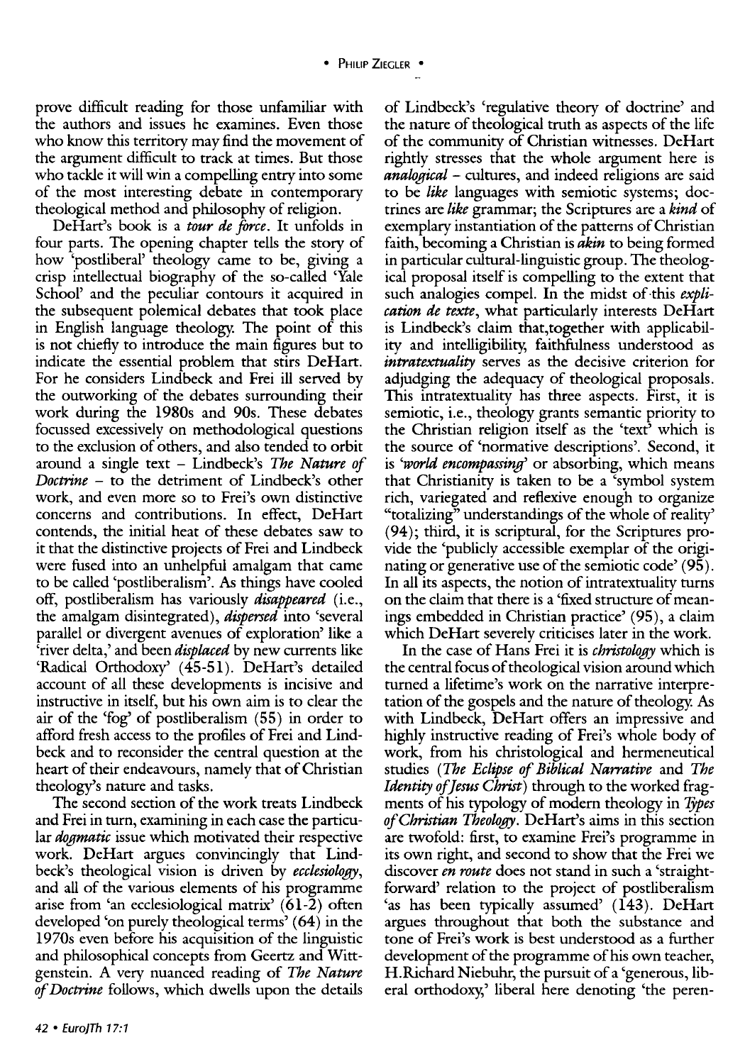prove difficult reading for those unfamiliar with the authors and issues he examines. Even those who know this territory may find the movement of the argument difficult to track at times. But those who tackle it will win a compelling entry into some of the most interesting debate in contemporary theological method and philosophy of religion.

DeHart's book is a *tour de force*. It unfolds in four parts. The opening chapter tells the story of how 'postliberal' theology came to be, giving a crisp intellectual biography of the so-called 'Yale School' and the peculiar contours it acquired in the subsequent polemical debates that took place in English language theology. The point of this is not chiefly to introduce the main figures but to indicate the essential problem that stirs DeHart. For he considers Lindbeck and Frei ill served by the outworking of the debates surrounding their work during the 1980s and 90s. These debates focussed excessively on methodological questions to the exclusion of others, and also tended to orbit around a single text – Lindbeck's *The Nature of Doctrine* – to the detriment of Lindbeck's other work, and even more so to Frei's own distinctive concerns and contributions. In effect, DeHart contends, the initial heat of these debates saw to it that the distinctive projects of Frei and Lindbeck were fused into an unhelpful amalgam that came to be called 'postliberalism'. As things have cooled off, postliberalism has variously *disappeared* (i.e., the amalgam disintegrated), *dispersed* into 'several parallel or divergent avenues of exploration' like a 'river delta,' and been *displaced* by new currents like 'Radical Orthodoxy' (45-51). DeHart's detailed account of all these developments is incisive and instructive in itself, but his own aim is to clear the air of the 'fog' of postliberalism (55) in order to afford fresh access to the profiles of Frei and Lindbeck and to reconsider the central question at the heart of their endeavours, namely that of Christian theology's nature and tasks.

The second section of the work treats Lindbeck and Frei in turn, examining in each case the particular *dogmatic* issue which motivated their respective work. DeHart argues convincingly that Lindbeck's theological vision is driven by *ecclesiology*, and all of the various elements of his programme arise from 'an ecclesiological matrix' (61-2) often developed 'on purely theological terms' (64) in the 1970s even before his acquisition of the linguistic and philosophical concepts from Geertz and Wittgenstein. A very nuanced reading of *The Nature of Doctrine* follows, which dwells upon the details of Lindbeck's 'regulative theory of doctrine' and the nature of theological truth as aspects of the life of the community of Christian witnesses. DeHart rightly stresses that the whole argument here is *analogical* – cultures, and indeed religions are said to be *like* languages with semiotic systems; doctrines are *like* grammar; the Scriptures are a *kind* of exemplary instantiation of the patterns of Christian faith, becoming a Christian is *akin* to being formed in particular cultural-linguistic group. The theological proposal itself is compelling to the extent that such analogies compel. In the midst of this *explication de texte*, what particularly interests DeHart is Lindbeck's claim that,together with applicability and intelligibility, faithfulness understood as *intratextuality* serves as the decisive criterion for adjudging the adequacy of theological proposals. This intratextuality has three aspects. First, it is semiotic, i.e., theology grants semantic priority to the Christian religion itself as the 'text' which is the source of 'normative descriptions'. Second, it is *'world encompassing'* or absorbing, which means that Christianity is taken to be a 'symbol system rich, variegated and reflexive enough to organize "totalizing" understandings of the whole of reality' (94); third, it is scriptural, for the Scriptures provide the 'publicly accessible exemplar of the originating or generative use of the semiotic code' (95). In all its aspects, the notion of intratextuality turns on the claim that there is a 'fixed structure of meanings embedded in Christian practice' (95), a claim which DeHart severely criticises later in the work.

In the case of Hans Frei it is *christology* which is the central focus of theological vision around which turned a lifetime's work on the narrative interpretation of the gospels and the nature of theology. As with Lindbeck, DeHart offers an impressive and highly instructive reading of Frei's whole body of work, from his christological and hermeneutical studies (*The Eclipse of Biblical Narrative* and *The Identity of Jesus Christ*) through to the worked fragments of his typology of modern theology in *Types of Christian Theology*. DeHart's aims in this section are twofold: first, to examine Frei's programme in its own right, and second to show that the Frei we discover *en route* does not stand in such a 'straightforward' relation to the project of postliberalism 'as has been typically assumed' (143). DeHart argues throughout that both the substance and tone of Frei's work is best understood as a further development of the programme of his own teacher, H.Richard Niebuhr, the pursuit of a 'generous, liberal orthodoxy,' liberal here denoting 'the peren-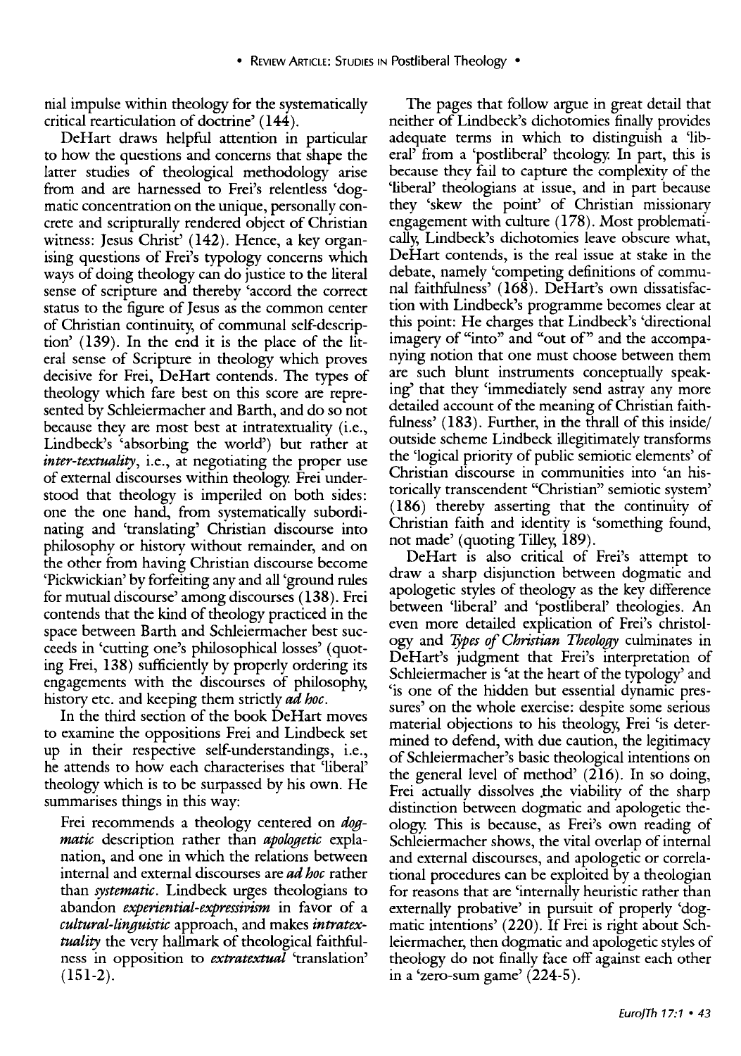nial impulse within theology for the systematically critical rearticulation of doctrine' (144).

DeHart draws helpful attention in particular to how the questions and concerns that shape the latter studies of theological methodology arise from and are harnessed to Frei's relentless 'dogmatic concentration on the unique, personally concrete and scripturally rendered object of Christian witness: Jesus Christ' (142). Hence, a key organising questions of Frei's typology concerns which ways of doing theology can do justice to the literal sense of scripture and thereby 'accord the correct status to the figure of Jesus as the common center of Christian continuity, of communal self-description' (139). In the end it is the place of the literal sense of Scripture in theology which proves decisive for Frei, DeHart contends. The types of theology which fare best on this score are represented by Schleiermacher and Barth, and do so not because they are most best at intratextuality (i.e., Lindbeck's 'absorbing the world') but rather at *inter-textuality*, i.e., at negotiating the proper use of external discourses within theology. Frei understood that theology is imperiled on both sides: one the one hand, from systematically subordinating and 'translating' Christian discourse into philosophy or history without remainder, and on the other from having Christian discourse become 'Pickwickian' by forfeiting any and all 'ground rules for mutual discourse' among discourses (138). Frei contends that the kind of theology practiced in the space between Barth and Schleiermacher best succeeds in 'cutting one's philosophical losses' (quoting Frei, 138) sufficiently by properly ordering its engagements with the discourses of philosophy, history etc. and keeping them strictly *ad hoc*.

In the third section of the book DeHart moves to examine the oppositions Frei and Lindbeck set up in their respective self-understandings, i.e., he attends to how each characterises that 'liberal' theology which is to be surpassed by his own. He summarises things in this way:

> Frei recommends a theology centered on *dogmatic* description rather than *apologetic* explanation, and one in which the relations between internal and external discourses are *ad hoc* rather than *systematic*. Lindbeck urges theologians to abandon *experiential-expressivism* in favor of a *cultural-linguistic* approach, and makes *intratextuality* the very hallmark of theological faithfulness in opposition to *extratextual* 'translation' (151-2).

The pages that follow argue in great detail that neither of Lindbeck's dichotomies finally provides adequate terms in which to distinguish a 'liberal' from a 'postliberal' theology. In part, this is because they fail to capture the complexity of the 'liberal' theologians at issue, and in part because they 'skew the point' of Christian missionary engagement with culture (178). Most problematically, Lindbeck's dichotomies leave obscure what, DeHart contends, is the real issue at stake in the debate, namely 'competing definitions of communal faithfulness' (168). DeHart's own dissatisfaction with Lindbeck's programme becomes clear at this point: He charges that Lindbeck's 'directional imagery of "into" and "out of" and the accompanying notion that one must choose between them are such blunt instruments conceptually speaking' that they 'immediately send astray any more detailed account of the meaning of Christian faithfulness' (183). Further, in the thrall of this inside/outside scheme Lindbeck illegitimately transforms the 'logical priority of public semiotic elements' of Christian discourse in communities into 'an historically transcendent "Christian" semiotic system' (186) thereby asserting that the continuity of Christian faith and identity is 'something found, not made' (quoting Tilley, 189).

DeHart is also critical of Frei's attempt to draw a sharp disjunction between dogmatic and apologetic styles of theology as the key difference between 'liberal' and 'postliberal' theologies. An even more detailed explication of Frei's christology and *Types of Christian Theology* culminates in DeHart's judgment that Frei's interpretation of Schleiermacher is 'at the heart of the typology' and 'is one of the hidden but essential dynamic pressures' on the whole exercise: despite some serious material objections to his theology, Frei 'is determined to defend, with due caution, the legitimacy of Schleiermacher's basic theological intentions on the general level of method' (216). In so doing, Frei actually dissolves the viability of the sharp distinction between dogmatic and apologetic theology. This is because, as Frei's own reading of Schleiermacher shows, the vital overlap of internal and external discourses, and apologetic or correlational procedures can be exploited by a theologian for reasons that are 'internally heuristic rather than externally probative' in pursuit of properly 'dogmatic intentions' (220). If Frei is right about Schleiermacher, then dogmatic and apologetic styles of theology do not finally face off against each other in a 'zero-sum game' (224-5).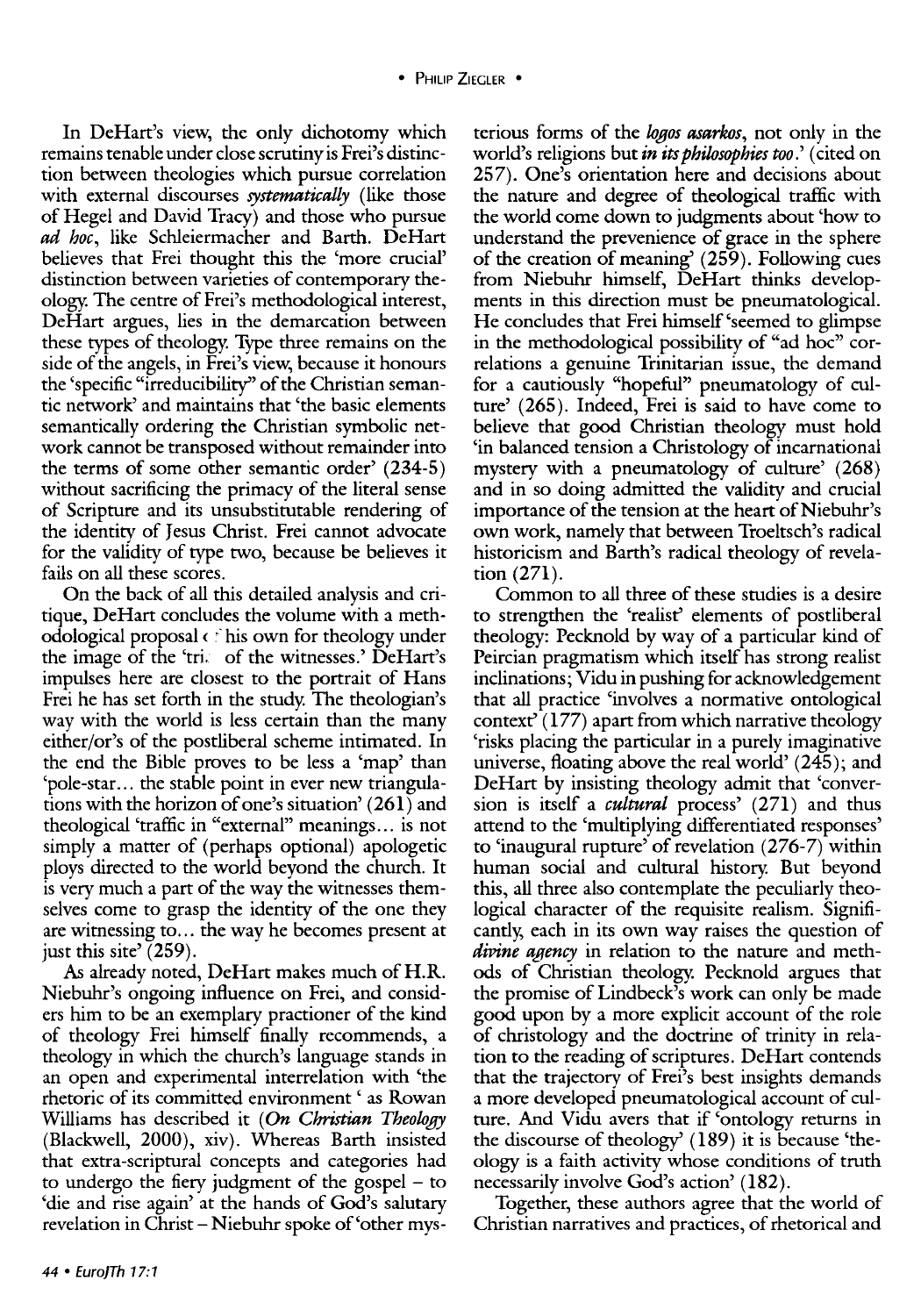In DeHart's view, the only dichotomy which remains tenable under close scrutiny is Frei's distinction between theologies which pursue correlation with external discourses *systematically* (like those of Hegel and David Tracy) and those who pursue *ad hoc*, like Schleiermacher and Barth. DeHart believes that Frei thought this the 'more crucial' distinction between varieties of contemporary theology. The centre of Frei's methodological interest, DeHart argues, lies in the demarcation between these types of theology. Type three remains on the side of the angels, in Frei's view, because it honours the 'specific "irreducibility" of the Christian semantic network' and maintains that 'the basic elements semantically ordering the Christian symbolic network cannot be transposed without remainder into the terms of some other semantic order' (234-5) without sacrificing the primacy of the literal sense of Scripture and its unsubstitutable rendering of the identity of Jesus Christ. Frei cannot advocate for the validity of type two, because be believes it fails on all these scores.

On the back of all this detailed analysis and critique, DeHart concludes the volume with a methodological proposal of his own for theology under the image of the 'trial of the witnesses.' DeHart's impulses here are closest to the portrait of Hans Frei he has set forth in the study. The theologian's way with the world is less certain than the many either/or's of the postliberal scheme intimated. In the end the Bible proves to be less a 'map' than 'pole-star... the stable point in ever new triangulations with the horizon of one's situation' (261) and theological 'traffic in "external" meanings... is not simply a matter of (perhaps optional) apologetic ploys directed to the world beyond the church. It is very much a part of the way the witnesses themselves come to grasp the identity of the one they are witnessing to... the way he becomes present at just this site' (259).

As already noted, DeHart makes much of H.R. Niebuhr's ongoing influence on Frei, and considers him to be an exemplary practioner of the kind of theology Frei himself finally recommends, a theology in which the church's language stands in an open and experimental interrelation with 'the rhetoric of its committed environment ' as Rowan Williams has described it (*On Christian Theology* (Blackwell, 2000), xiv). Whereas Barth insisted that extra-scriptural concepts and categories had to undergo the fiery judgment of the gospel – to 'die and rise again' at the hands of God's salutary revelation in Christ – Niebuhr spoke of 'other mysterious forms of the *logos asarkos*, not only in the world's religions but *in its philosophies too*.' (cited on 257). One's orientation here and decisions about the nature and degree of theological traffic with the world come down to judgments about 'how to understand the prevenience of grace in the sphere of the creation of meaning' (259). Following cues from Niebuhr himself, DeHart thinks developments in this direction must be pneumatological. He concludes that Frei himself 'seemed to glimpse in the methodological possibility of "ad hoc" correlations a genuine Trinitarian issue, the demand for a cautiously "hopeful" pneumatology of culture' (265). Indeed, Frei is said to have come to believe that good Christian theology must hold 'in balanced tension a Christology of incarnational mystery with a pneumatology of culture' (268) and in so doing admitted the validity and crucial importance of the tension at the heart of Niebuhr's own work, namely that between Troeltsch's radical historicism and Barth's radical theology of revelation (271).

Common to all three of these studies is a desire to strengthen the 'realist' elements of postliberal theology: Pecknold by way of a particular kind of Peircian pragmatism which itself has strong realist inclinations; Vidu in pushing for acknowledgement that all practice 'involves a normative ontological context' (177) apart from which narrative theology 'risks placing the particular in a purely imaginative universe, floating above the real world' (245); and DeHart by insisting theology admit that 'conversion is itself a *cultural* process' (271) and thus attend to the 'multiplying differentiated responses' to 'inaugural rupture' of revelation (276-7) within human social and cultural history. But beyond this, all three also contemplate the peculiarly theological character of the requisite realism. Significantly, each in its own way raises the question of *divine agency* in relation to the nature and methods of Christian theology. Pecknold argues that the promise of Lindbeck's work can only be made good upon by a more explicit account of the role of christology and the doctrine of trinity in relation to the reading of scriptures. DeHart contends that the trajectory of Frei's best insights demands a more developed pneumatological account of culture. And Vidu avers that if 'ontology returns in the discourse of theology' (189) it is because 'theology is a faith activity whose conditions of truth necessarily involve God's action' (182).

Together, these authors agree that the world of Christian narratives and practices, of rhetorical and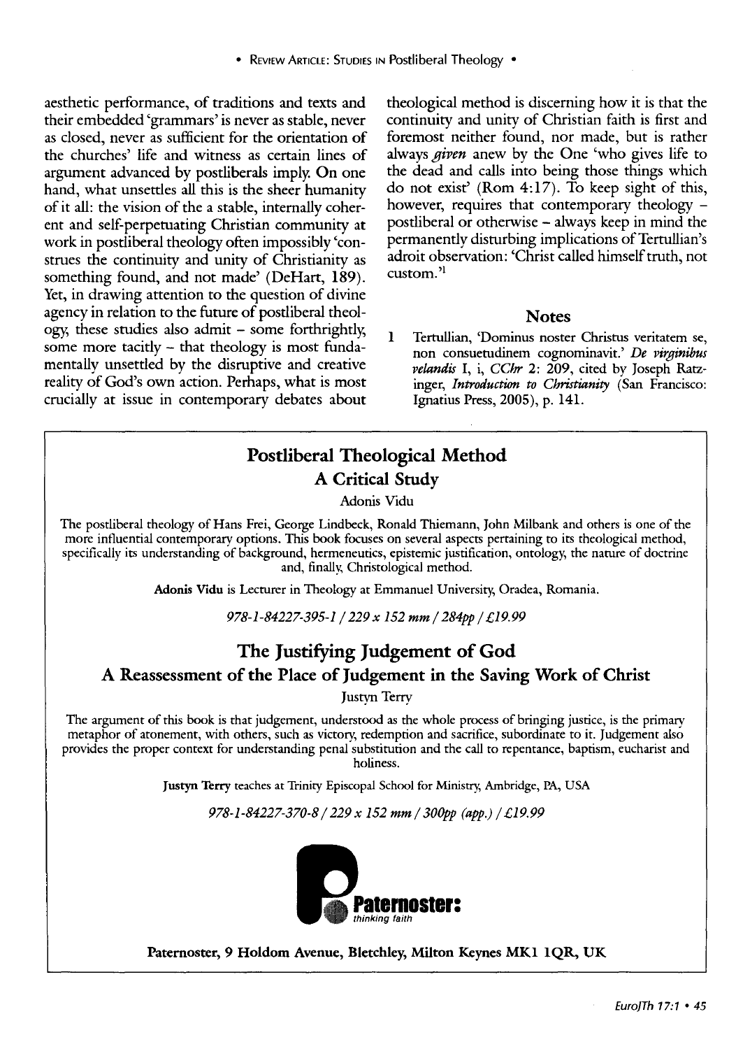aesthetic performance, of traditions and texts and their embedded 'grammars' is never as stable, never as closed, never as sufficient for the orientation of the churches' life and witness as certain lines of argument advanced by postliberals imply. On one hand, what unsettles all this is the sheer humanity of it all: the vision of the a stable, internally coherent and self-perpetuating Christian community at work in postliberal theology often impossibly 'construes the continuity and unity of Christianity as something found, and not made' (DeHart, 189). Yet, in drawing attention to the question of divine agency in relation to the future of postliberal theology, these studies also admit – some forthrightly, some more tacitly – that theology is most fundamentally unsettled by the disruptive and creative reality of God's own action. Perhaps, what is most crucially at issue in contemporary debates about theological method is discerning how it is that the continuity and unity of Christian faith is first and foremost neither found, nor made, but is rather always *given* anew by the One 'who gives life to the dead and calls into being those things which do not exist' (Rom 4:17). To keep sight of this, however, requires that contemporary theology – postliberal or otherwise – always keep in mind the permanently disturbing implications of Tertullian's adroit observation: 'Christ called himself truth, not custom.'[1]

## Notes

1 Tertullian, 'Dominus noster Christus veritatem se, non consuetudinem cognominavit.' *De virginibus velandis* I, i, *CChr* 2: 209, cited by Joseph Ratzinger, *Introduction to Christianity* (San Francisco: Ignatius Press, 2005), p. 141.

---

## Postliberal Theological Method

### A Critical Study

Adonis Vidu

The postliberal theology of Hans Frei, George Lindbeck, Ronald Thiemann, John Milbank and others is one of the more influential contemporary options. This book focuses on several aspects pertaining to its theological method, specifically its understanding of background, hermeneutics, epistemic justification, ontology, the nature of doctrine and, finally, Christological method.

**Adonis Vidu** is Lecturer in Theology at Emmanuel University, Oradea, Romania.

*978-1-84227-395-1 / 229 x 152 mm / 284pp / £19.99*

## The Justifying Judgement of God

### A Reassessment of the Place of Judgement in the Saving Work of Christ

Justyn Terry

The argument of this book is that judgement, understood as the whole process of bringing justice, is the primary metaphor of atonement, with others, such as victory, redemption and sacrifice, subordinate to it. Judgement also provides the proper context for understanding penal substitution and the call to repentance, baptism, eucharist and holiness.

**Justyn Terry** teaches at Trinity Episcopal School for Ministry, Ambridge, PA, USA

*978-1-84227-370-8 / 229 x 152 mm / 300pp (app.) / £19.99*

Paternoster: *thinking faith*

**Paternoster, 9 Holdom Avenue, Bletchley, Milton Keynes MK1 1QR, UK**